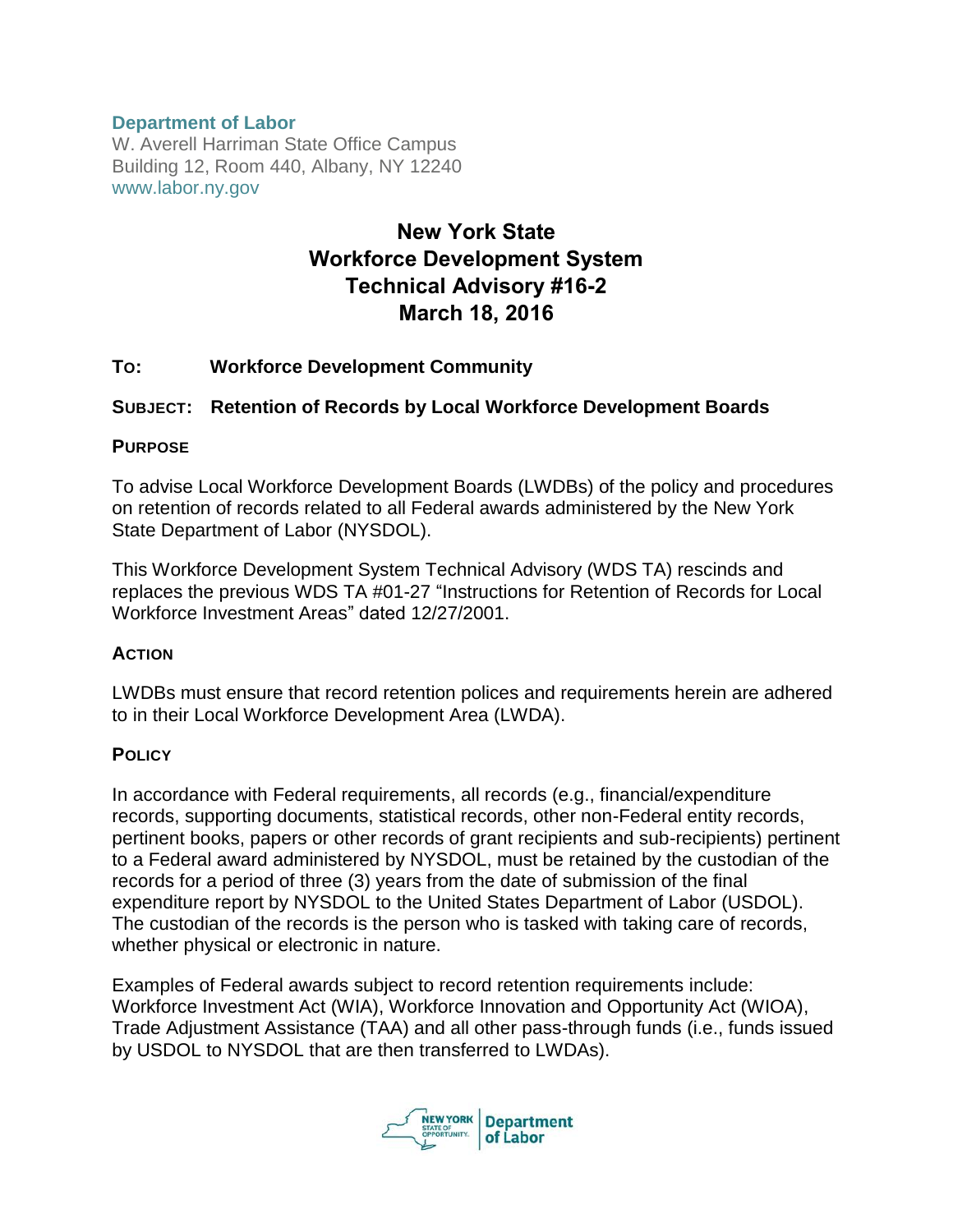**Department of Labor**
W. Averell Harriman State Office Campus
Building 12, Room 440, Albany, NY 12240
www.labor.ny.gov

# New York State Workforce Development System Technical Advisory #16-2 March 18, 2016

**TO:** **Workforce Development Community**

**SUBJECT:** **Retention of Records by Local Workforce Development Boards**

## PURPOSE

To advise Local Workforce Development Boards (LWDBs) of the policy and procedures on retention of records related to all Federal awards administered by the New York State Department of Labor (NYSDOL).

This Workforce Development System Technical Advisory (WDS TA) rescinds and replaces the previous WDS TA #01-27 "Instructions for Retention of Records for Local Workforce Investment Areas" dated 12/27/2001.

## ACTION

LWDBs must ensure that record retention polices and requirements herein are adhered to in their Local Workforce Development Area (LWDA).

## POLICY

In accordance with Federal requirements, all records (e.g., financial/expenditure records, supporting documents, statistical records, other non-Federal entity records, pertinent books, papers or other records of grant recipients and sub-recipients) pertinent to a Federal award administered by NYSDOL, must be retained by the custodian of the records for a period of three (3) years from the date of submission of the final expenditure report by NYSDOL to the United States Department of Labor (USDOL). The custodian of the records is the person who is tasked with taking care of records, whether physical or electronic in nature.

Examples of Federal awards subject to record retention requirements include: Workforce Investment Act (WIA), Workforce Innovation and Opportunity Act (WIOA), Trade Adjustment Assistance (TAA) and all other pass-through funds (i.e., funds issued by USDOL to NYSDOL that are then transferred to LWDAs).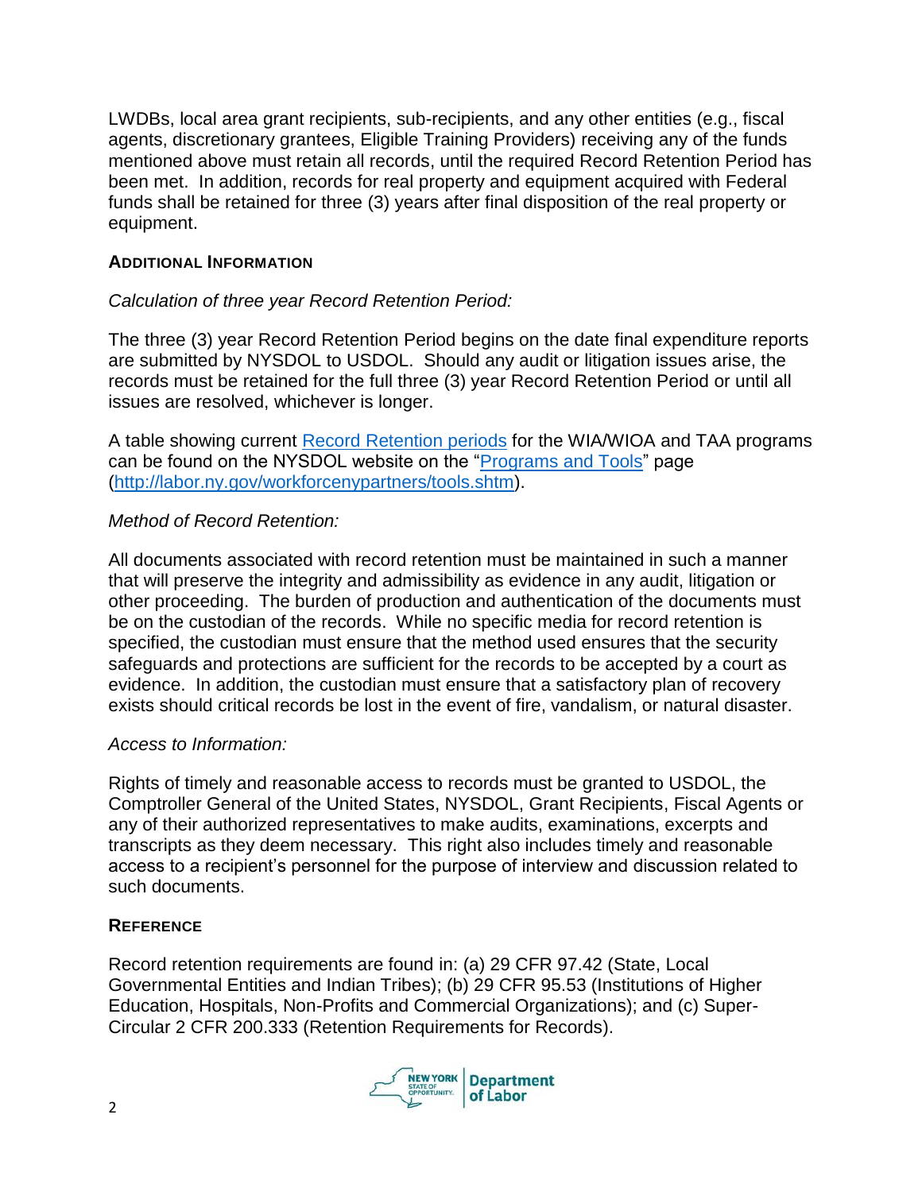LWDBs, local area grant recipients, sub-recipients, and any other entities (e.g., fiscal agents, discretionary grantees, Eligible Training Providers) receiving any of the funds mentioned above must retain all records, until the required Record Retention Period has been met. In addition, records for real property and equipment acquired with Federal funds shall be retained for three (3) years after final disposition of the real property or equipment.

## ADDITIONAL INFORMATION

*Calculation of three year Record Retention Period:*

The three (3) year Record Retention Period begins on the date final expenditure reports are submitted by NYSDOL to USDOL. Should any audit or litigation issues arise, the records must be retained for the full three (3) year Record Retention Period or until all issues are resolved, whichever is longer.

A table showing current [Record Retention periods](http://labor.ny.gov/workforcenypartners/tools.shtm) for the WIA/WIOA and TAA programs can be found on the NYSDOL website on the "[Programs and Tools](http://labor.ny.gov/workforcenypartners/tools.shtm)" page ([http://labor.ny.gov/workforcenypartners/tools.shtm](http://labor.ny.gov/workforcenypartners/tools.shtm)).

*Method of Record Retention:*

All documents associated with record retention must be maintained in such a manner that will preserve the integrity and admissibility as evidence in any audit, litigation or other proceeding. The burden of production and authentication of the documents must be on the custodian of the records. While no specific media for record retention is specified, the custodian must ensure that the method used ensures that the security safeguards and protections are sufficient for the records to be accepted by a court as evidence. In addition, the custodian must ensure that a satisfactory plan of recovery exists should critical records be lost in the event of fire, vandalism, or natural disaster.

*Access to Information:*

Rights of timely and reasonable access to records must be granted to USDOL, the Comptroller General of the United States, NYSDOL, Grant Recipients, Fiscal Agents or any of their authorized representatives to make audits, examinations, excerpts and transcripts as they deem necessary. This right also includes timely and reasonable access to a recipient's personnel for the purpose of interview and discussion related to such documents.

## REFERENCE

Record retention requirements are found in: (a) 29 CFR 97.42 (State, Local Governmental Entities and Indian Tribes); (b) 29 CFR 95.53 (Institutions of Higher Education, Hospitals, Non-Profits and Commercial Organizations); and (c) Super-Circular 2 CFR 200.333 (Retention Requirements for Records).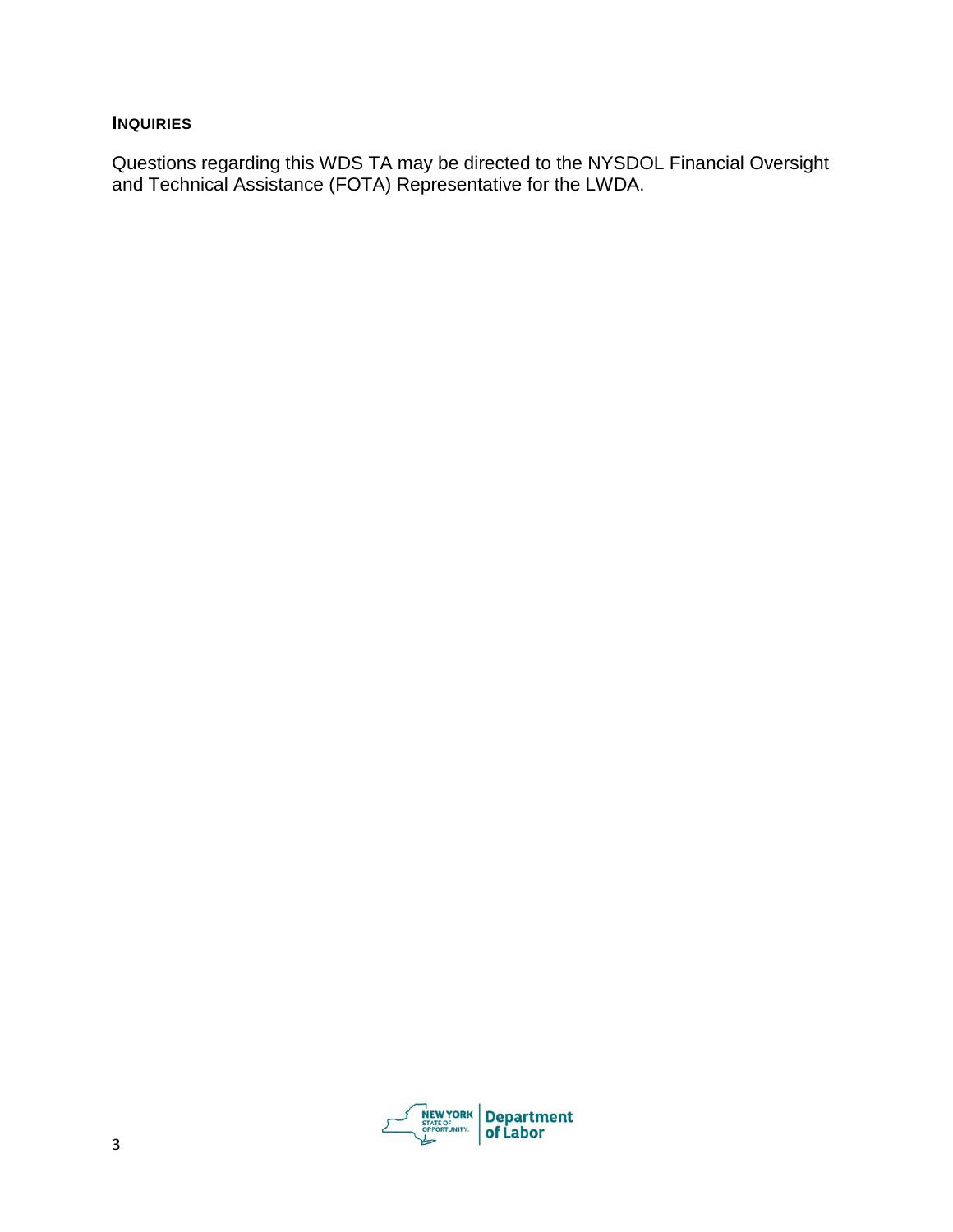## INQUIRIES

Questions regarding this WDS TA may be directed to the NYSDOL Financial Oversight and Technical Assistance (FOTA) Representative for the LWDA.